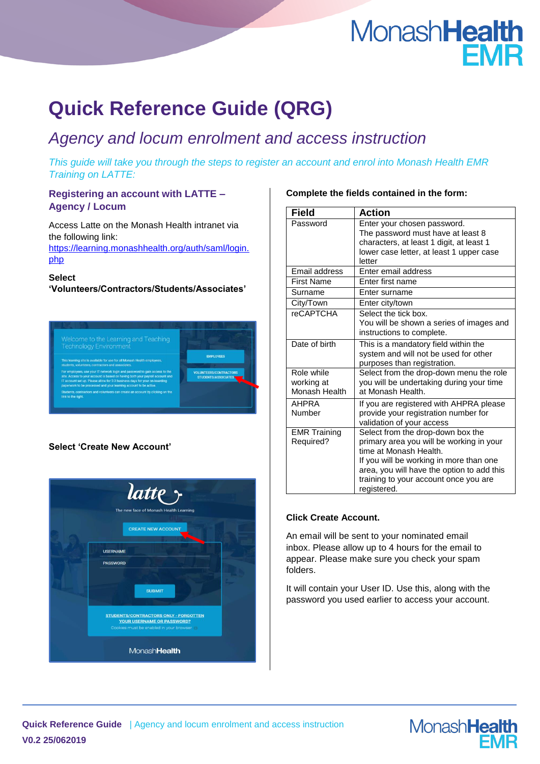# Quick Reference Guide (QRG)

## *Agency and locum enrolment and access instruction*

*This guide will take you through the steps to register an account and enrol into Monash Health EMR Training on LATTE:*

### Registering an account with LATTE – Agency / Locum

Access Latte on the Monash Health intranet via the following link: https://learning.monashhealth.org/auth/saml/login.php

**Select 'Volunteers/Contractors/Students/Associates'**

**Select 'Create New Account'**

**Complete the fields contained in the form:**

| Field | Action |
|---|---|
| Password | Enter your chosen password. The password must have at least 8 characters, at least 1 digit, at least 1 lower case letter, at least 1 upper case letter |
| Email address | Enter email address |
| First Name | Enter first name |
| Surname | Enter surname |
| City/Town | Enter city/town |
| reCAPTCHA | Select the tick box. You will be shown a series of images and instructions to complete. |
| Date of birth | This is a mandatory field within the system and will not be used for other purposes than registration. |
| Role while working at Monash Health | Select from the drop-down menu the role you will be undertaking during your time at Monash Health. |
| AHPRA Number | If you are registered with AHPRA please provide your registration number for validation of your access |
| EMR Training Required? | Select from the drop-down box the primary area you will be working in your time at Monash Health. If you will be working in more than one area, you will have the option to add this training to your account once you are registered. |

**Click Create Account.**

An email will be sent to your nominated email inbox. Please allow up to 4 hours for the email to appear. Please make sure you check your spam folders.

It will contain your User ID. Use this, along with the password you used earlier to access your account.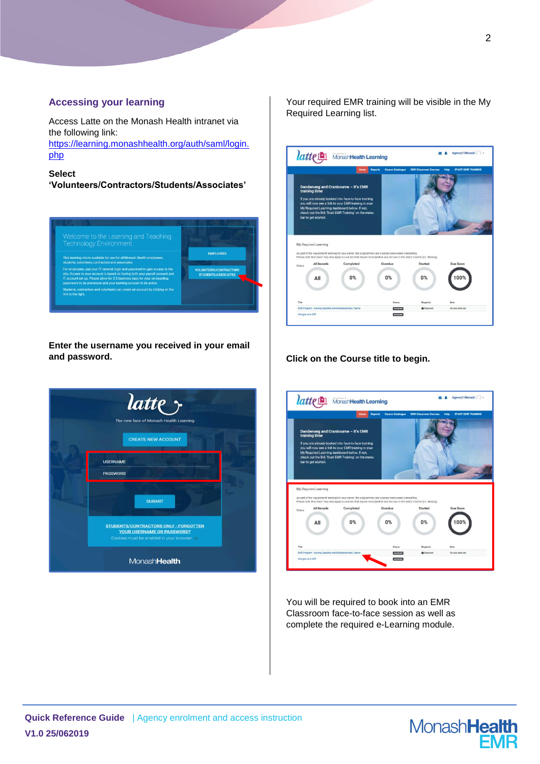## Accessing your learning

Access Latte on the Monash Health intranet via the following link: [https://learning.monashhealth.org/auth/saml/login.php](https://learning.monashhealth.org/auth/saml/login.php)

**Select 'Volunteers/Contractors/Students/Associates'**

**Enter the username you received in your email and password.**

Your required EMR training will be visible in the My Required Learning list.

**Click on the Course title to begin.**

You will be required to book into an EMR Classroom face-to-face session as well as complete the required e-Learning module.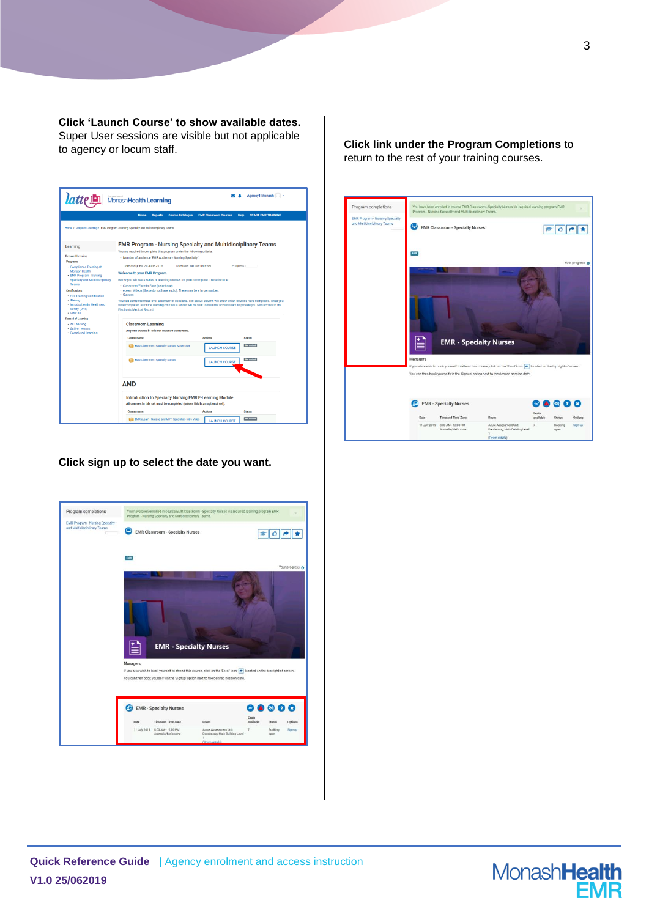**Click 'Launch Course' to show available dates.** Super User sessions are visible but not applicable to agency or locum staff.

**Click sign up to select the date you want.**

**Click link under the Program Completions** to return to the rest of your training courses.